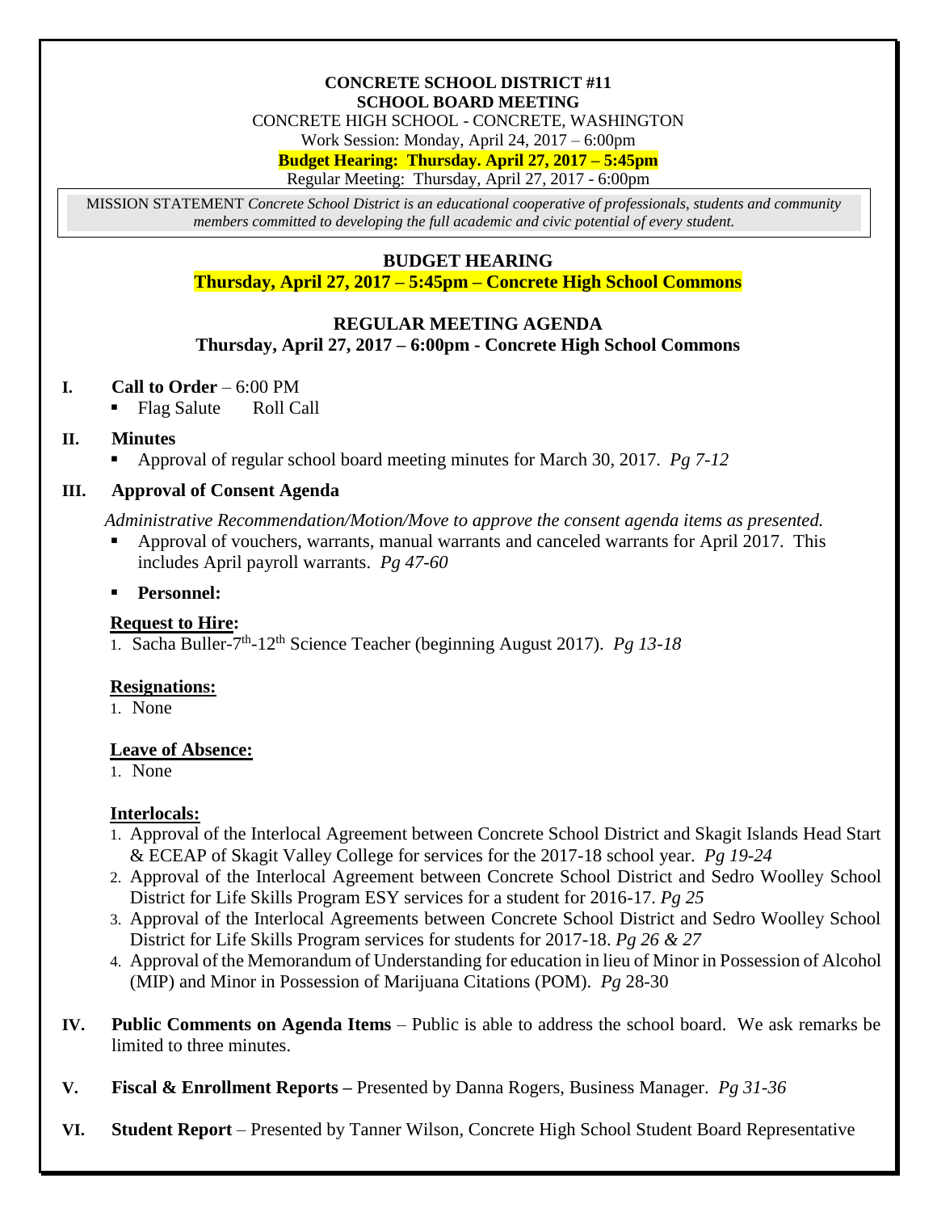**CONCRETE SCHOOL DISTRICT #11**
**SCHOOL BOARD MEETING**
CONCRETE HIGH SCHOOL - CONCRETE, WASHINGTON
Work Session: Monday, April 24, 2017 – 6:00pm
**Budget Hearing: Thursday. April 27, 2017 – 5:45pm**
Regular Meeting: Thursday, April 27, 2017 - 6:00pm

MISSION STATEMENT *Concrete School District is an educational cooperative of professionals, students and community members committed to developing the full academic and civic potential of every student.*

## BUDGET HEARING

**Thursday, April 27, 2017 – 5:45pm – Concrete High School Commons**

## REGULAR MEETING AGENDA

**Thursday, April 27, 2017 – 6:00pm - Concrete High School Commons**

**I. Call to Order** – 6:00 PM

- Flag Salute   Roll Call

**II. Minutes**

- Approval of regular school board meeting minutes for March 30, 2017. *Pg 7-12*

**III. Approval of Consent Agenda**

*Administrative Recommendation/Motion/Move to approve the consent agenda items as presented.*

- Approval of vouchers, warrants, manual warrants and canceled warrants for April 2017. This includes April payroll warrants. *Pg 47-60*
- **Personnel:**

**Request to Hire:**

1. Sacha Buller-7th-12th Science Teacher (beginning August 2017). *Pg 13-18*

**Resignations:**

1. None

**Leave of Absence:**

1. None

**Interlocals:**

1. Approval of the Interlocal Agreement between Concrete School District and Skagit Islands Head Start & ECEAP of Skagit Valley College for services for the 2017-18 school year. *Pg 19-24*
2. Approval of the Interlocal Agreement between Concrete School District and Sedro Woolley School District for Life Skills Program ESY services for a student for 2016-17. *Pg 25*
3. Approval of the Interlocal Agreements between Concrete School District and Sedro Woolley School District for Life Skills Program services for students for 2017-18. *Pg 26 & 27*
4. Approval of the Memorandum of Understanding for education in lieu of Minor in Possession of Alcohol (MIP) and Minor in Possession of Marijuana Citations (POM). *Pg* 28-30

**IV. Public Comments on Agenda Items** – Public is able to address the school board. We ask remarks be limited to three minutes.

**V. Fiscal & Enrollment Reports –** Presented by Danna Rogers, Business Manager. *Pg 31-36*

**VI. Student Report** – Presented by Tanner Wilson, Concrete High School Student Board Representative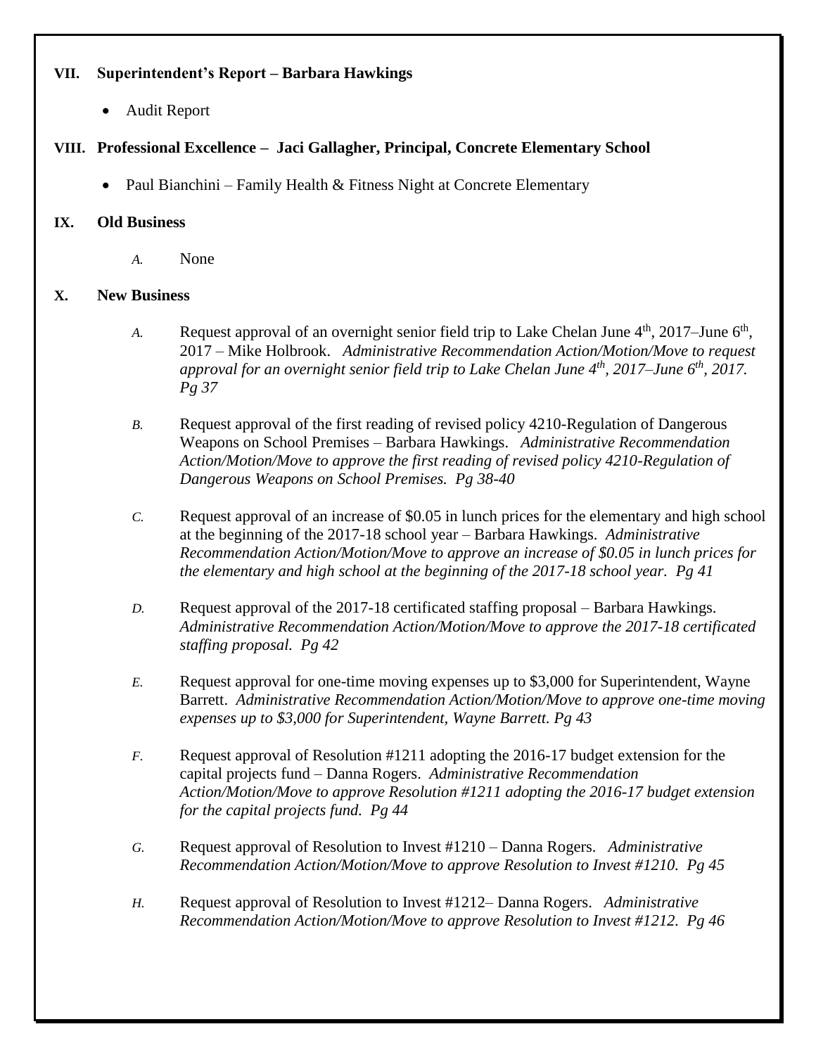## VII. Superintendent's Report – Barbara Hawkings

- Audit Report

## VIII. Professional Excellence – Jaci Gallagher, Principal, Concrete Elementary School

- Paul Bianchini – Family Health & Fitness Night at Concrete Elementary

## IX. Old Business

*A.* None

## X. New Business

*A.* Request approval of an overnight senior field trip to Lake Chelan June 4th, 2017–June 6th, 2017 – Mike Holbrook. *Administrative Recommendation Action/Motion/Move to request approval for an overnight senior field trip to Lake Chelan June 4th, 2017–June 6th, 2017. Pg 37*

*B.* Request approval of the first reading of revised policy 4210-Regulation of Dangerous Weapons on School Premises – Barbara Hawkings. *Administrative Recommendation Action/Motion/Move to approve the first reading of revised policy 4210-Regulation of Dangerous Weapons on School Premises. Pg 38-40*

*C.* Request approval of an increase of $0.05 in lunch prices for the elementary and high school at the beginning of the 2017-18 school year – Barbara Hawkings. *Administrative Recommendation Action/Motion/Move to approve an increase of $0.05 in lunch prices for the elementary and high school at the beginning of the 2017-18 school year. Pg 41*

*D.* Request approval of the 2017-18 certificated staffing proposal – Barbara Hawkings. *Administrative Recommendation Action/Motion/Move to approve the 2017-18 certificated staffing proposal. Pg 42*

*E.* Request approval for one-time moving expenses up to $3,000 for Superintendent, Wayne Barrett. *Administrative Recommendation Action/Motion/Move to approve one-time moving expenses up to $3,000 for Superintendent, Wayne Barrett. Pg 43*

*F.* Request approval of Resolution #1211 adopting the 2016-17 budget extension for the capital projects fund – Danna Rogers. *Administrative Recommendation Action/Motion/Move to approve Resolution #1211 adopting the 2016-17 budget extension for the capital projects fund. Pg 44*

*G.* Request approval of Resolution to Invest #1210 – Danna Rogers. *Administrative Recommendation Action/Motion/Move to approve Resolution to Invest #1210. Pg 45*

*H.* Request approval of Resolution to Invest #1212– Danna Rogers. *Administrative Recommendation Action/Motion/Move to approve Resolution to Invest #1212. Pg 46*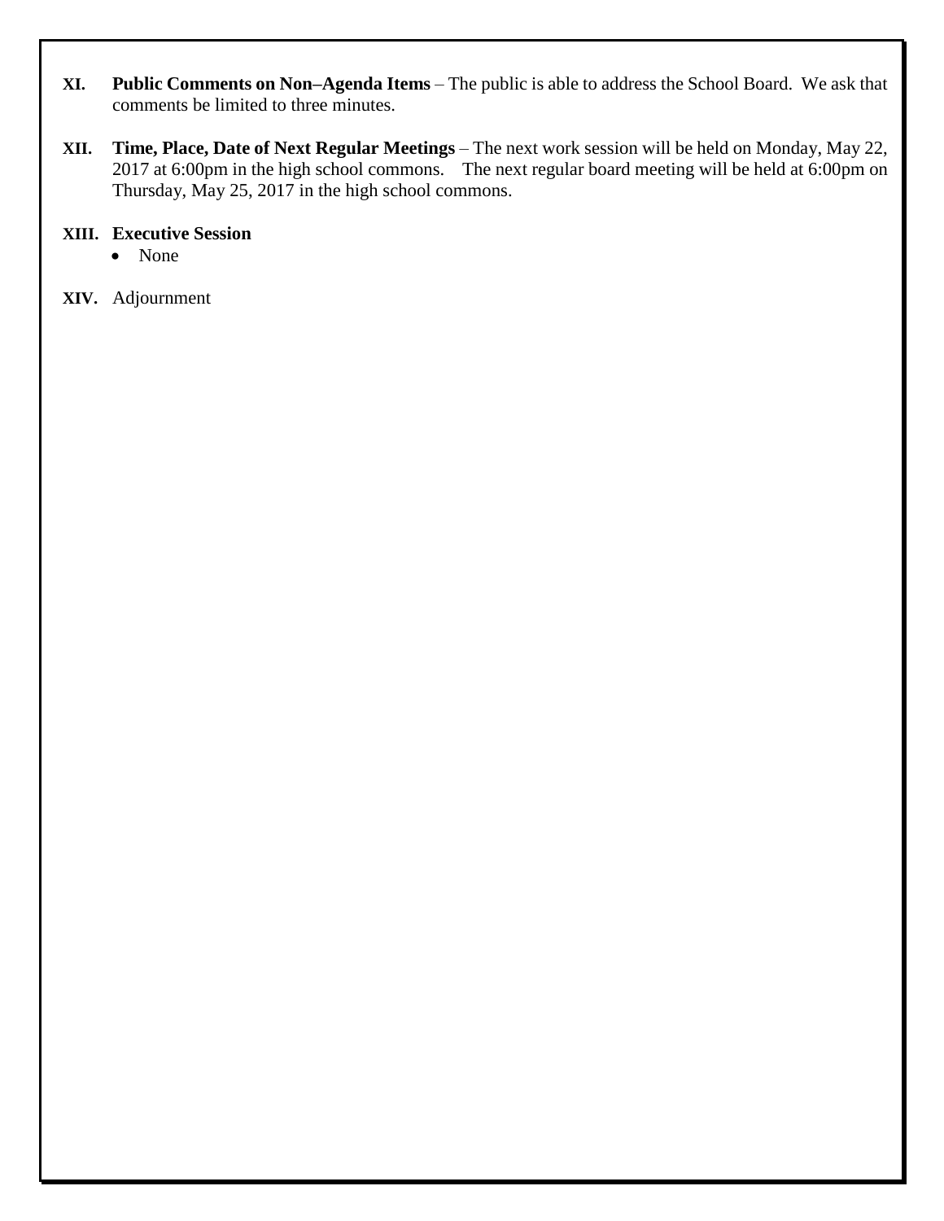**XI.** **Public Comments on Non–Agenda Items** – The public is able to address the School Board. We ask that comments be limited to three minutes.

**XII.** **Time, Place, Date of Next Regular Meetings** – The next work session will be held on Monday, May 22, 2017 at 6:00pm in the high school commons. The next regular board meeting will be held at 6:00pm on Thursday, May 25, 2017 in the high school commons.

**XIII.** **Executive Session**

- None

**XIV.** Adjournment